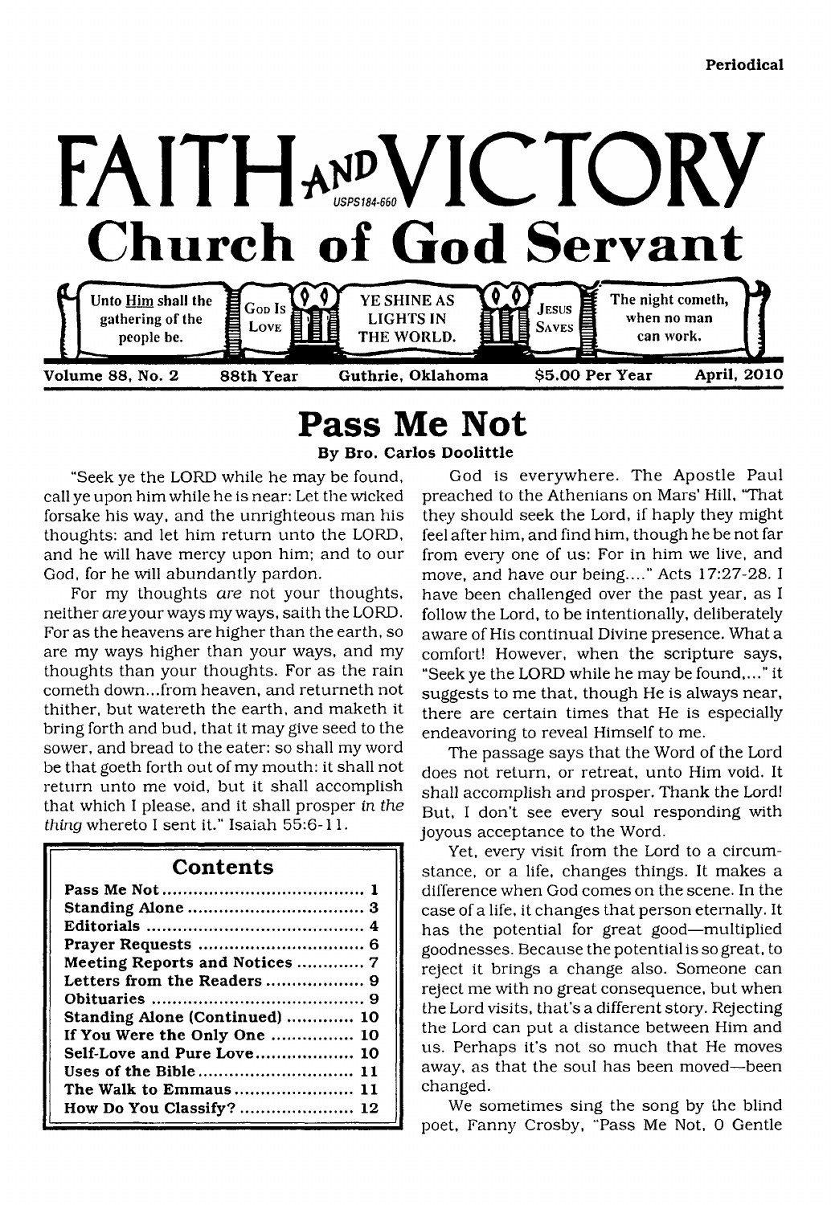Periodical

# FAITH AND VICTORY

USPS184-660

## Church of God Servant

Unto Him shall the gathering of the people be. | God Is Love | YE SHINE AS LIGHTS IN THE WORLD. | Jesus Saves | The night cometh, when no man can work.

Volume 88, No. 2 88th Year Guthrie, Oklahoma $5.00 Per Year April, 2010

# Pass Me Not

By Bro. Carlos Doolittle

"Seek ye the LORD while he may be found, call ye upon him while he is near: Let the wicked forsake his way, and the unrighteous man his thoughts: and let him return unto the LORD, and he will have mercy upon him; and to our God, for he will abundantly pardon.

For my thoughts *are* not your thoughts, neither *are* your ways my ways, saith the LORD. For as the heavens are higher than the earth, so are my ways higher than your ways, and my thoughts than your thoughts. For as the rain cometh down...from heaven, and returneth not thither, but watereth the earth, and maketh it bring forth and bud, that it may give seed to the sower, and bread to the eater: so shall my word be that goeth forth out of my mouth: it shall not return unto me void, but it shall accomplish that which I please, and it shall prosper *in the thing* whereto I sent it." Isaiah 55:6-11.

| Contents | |
|---|---|
| Pass Me Not | 1 |
| Standing Alone | 3 |
| Editorials | 4 |
| Prayer Requests | 6 |
| Meeting Reports and Notices | 7 |
| Letters from the Readers | 9 |
| Obituaries | 9 |
| Standing Alone (Continued) | 10 |
| If You Were the Only One | 10 |
| Self-Love and Pure Love | 10 |
| Uses of the Bible | 11 |
| The Walk to Emmaus | 11 |
| How Do You Classify? | 12 |

God is everywhere. The Apostle Paul preached to the Athenians on Mars' Hill, "That they should seek the Lord, if haply they might feel after him, and find him, though he be not far from every one of us: For in him we live, and move, and have our being...." Acts 17:27-28. I have been challenged over the past year, as I follow the Lord, to be intentionally, deliberately aware of His continual Divine presence. What a comfort! However, when the scripture says, "Seek ye the LORD while he may be found,..." it suggests to me that, though He is always near, there are certain times that He is especially endeavoring to reveal Himself to me.

The passage says that the Word of the Lord does not return, or retreat, unto Him void. It shall accomplish and prosper. Thank the Lord! But, I don't see every soul responding with joyous acceptance to the Word.

Yet, every visit from the Lord to a circumstance, or a life, changes things. It makes a difference when God comes on the scene. In the case of a life, it changes that person eternally. It has the potential for great good—multiplied goodnesses. Because the potential is so great, to reject it brings a change also. Someone can reject me with no great consequence, but when the Lord visits, that's a different story. Rejecting the Lord can put a distance between Him and us. Perhaps it's not so much that He moves away, as that the soul has been moved—been changed.

We sometimes sing the song by the blind poet, Fanny Crosby, "Pass Me Not, O Gentle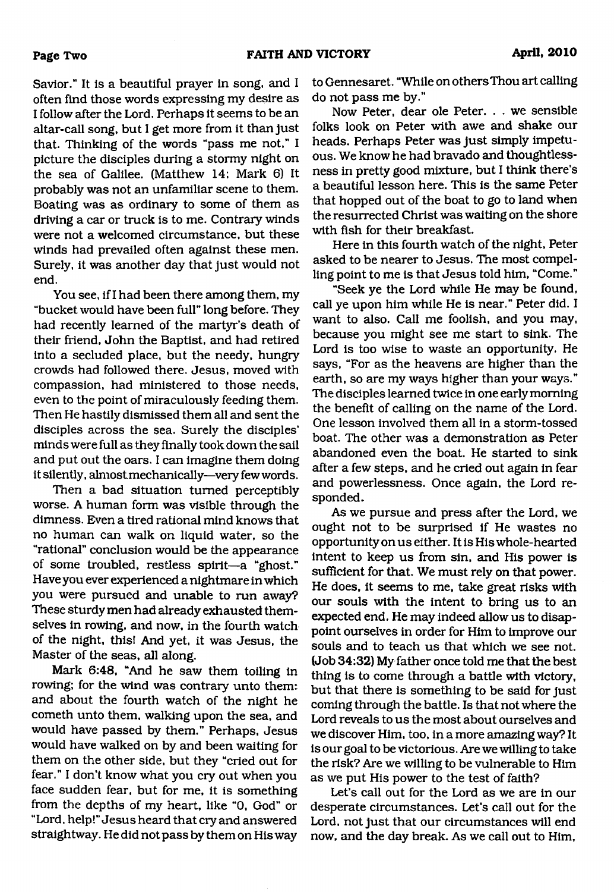Savior." It is a beautiful prayer in song, and I often find those words expressing my desire as I follow after the Lord. Perhaps it seems to be an altar-call song, but I get more from it than just that. Thinking of the words "pass me not," I picture the disciples during a stormy night on the sea of Galilee. (Matthew 14; Mark 6) It probably was not an unfamiliar scene to them. Boating was as ordinary to some of them as driving a car or truck is to me. Contrary winds were not a welcomed circumstance, but these winds had prevailed often against these men. Surely, it was another day that just would not end.

You see, if I had been there among them, my "bucket would have been full" long before. They had recently learned of the martyr's death of their friend, John the Baptist, and had retired into a secluded place, but the needy, hungry crowds had followed there. Jesus, moved with compassion, had ministered to those needs, even to the point of miraculously feeding them. Then He hastily dismissed them all and sent the disciples across the sea. Surely the disciples' minds were full as they finally took down the sail and put out the oars. I can imagine them doing it silently, almost mechanically—very few words.

Then a bad situation turned perceptibly worse. A human form was visible through the dimness. Even a tired rational mind knows that no human can walk on liquid water, so the "rational" conclusion would be the appearance of some troubled, restless spirit—a "ghost." Have you ever experienced a nightmare in which you were pursued and unable to run away? These sturdy men had already exhausted themselves in rowing, and now, in the fourth watch of the night, this! And yet, it was Jesus, the Master of the seas, all along.

Mark 6:48, "And he saw them toiling in rowing; for the wind was contrary unto them: and about the fourth watch of the night he cometh unto them, walking upon the sea, and would have passed by them." Perhaps, Jesus would have walked on by and been waiting for them on the other side, but they "cried out for fear." I don't know what you cry out when you face sudden fear, but for me, it is something from the depths of my heart, like "O, God" or "Lord, help!" Jesus heard that cry and answered straightway. He did not pass by them on His way to Gennesaret. "While on others Thou art calling do not pass me by."

Now Peter, dear ole Peter. . . we sensible folks look on Peter with awe and shake our heads. Perhaps Peter was just simply impetuous. We know he had bravado and thoughtlessness in pretty good mixture, but I think there's a beautiful lesson here. This is the same Peter that hopped out of the boat to go to land when the resurrected Christ was waiting on the shore with fish for their breakfast.

Here in this fourth watch of the night, Peter asked to be nearer to Jesus. The most compelling point to me is that Jesus told him, "Come."

"Seek ye the Lord while He may be found, call ye upon him while He is near." Peter did. I want to also. Call me foolish, and you may, because you might see me start to sink. The Lord is too wise to waste an opportunity. He says, "For as the heavens are higher than the earth, so are my ways higher than your ways." The disciples learned twice in one early morning the benefit of calling on the name of the Lord. One lesson involved them all in a storm-tossed boat. The other was a demonstration as Peter abandoned even the boat. He started to sink after a few steps, and he cried out again in fear and powerlessness. Once again, the Lord responded.

As we pursue and press after the Lord, we ought not to be surprised if He wastes no opportunity on us either. It is His whole-hearted intent to keep us from sin, and His power is sufficient for that. We must rely on that power. He does, it seems to me, take great risks with our souls with the intent to bring us to an expected end. He may indeed allow us to disappoint ourselves in order for Him to improve our souls and to teach us that which we see not. (Job 34:32) My father once told me that the best thing is to come through a battle with victory, but that there is something to be said for just coming through the battle. Is that not where the Lord reveals to us the most about ourselves and we discover Him, too, in a more amazing way? It is our goal to be victorious. Are we willing to take the risk? Are we willing to be vulnerable to Him as we put His power to the test of faith?

Let's call out for the Lord as we are in our desperate circumstances. Let's call out for the Lord, not just that our circumstances will end now, and the day break. As we call out to Him,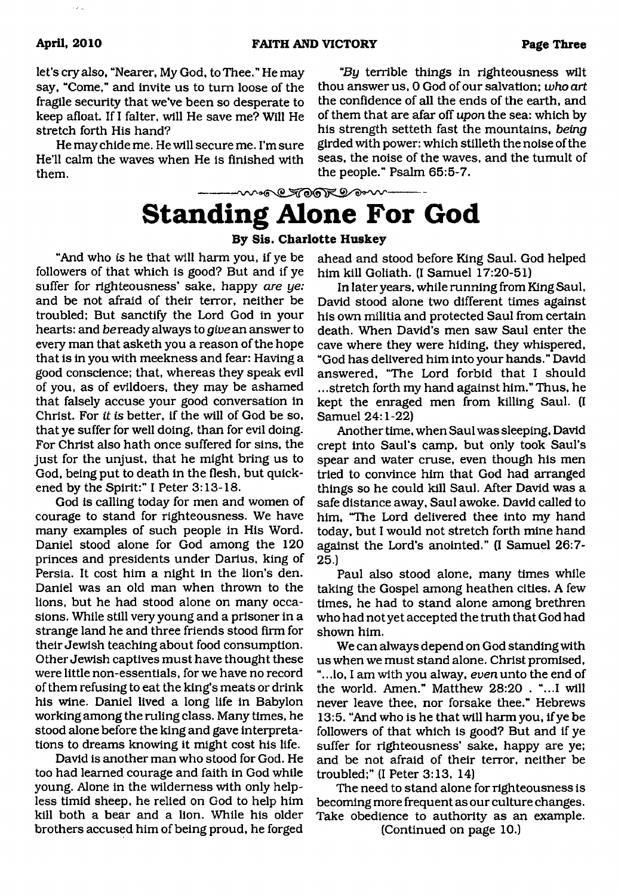let's cry also, "Nearer, My God, to Thee." He may say, "Come," and invite us to turn loose of the fragile security that we've been so desperate to keep afloat. If I falter, will He save me? Will He stretch forth His hand?

He may chide me. He will secure me. I'm sure He'll calm the waves when He is finished with them.

"*By* terrible things in righteousness wilt thou answer us, O God of our salvation; *who art* the confidence of all the ends of the earth, and of them that are afar off *upon* the sea: which by his strength setteth fast the mountains, *being* girded with power: which stilleth the noise of the seas, the noise of the waves, and the tumult of the people." Psalm 65:5-7.

# Standing Alone For God

**By Sis. Charlotte Huskey**

"And who *is* he that will harm you, if ye be followers of that which is good? But and if ye suffer for righteousness' sake, happy *are ye:* and be not afraid of their terror, neither be troubled; But sanctify the Lord God in your hearts: and *be* ready always to *give* an answer to every man that asketh you a reason of the hope that is in you with meekness and fear: Having a good conscience; that, whereas they speak evil of you, as of evildoers, they may be ashamed that falsely accuse your good conversation in Christ. For *it is* better, if the will of God be so, that ye suffer for well doing, than for evil doing. For Christ also hath once suffered for sins, the just for the unjust, that he might bring us to God, being put to death in the flesh, but quickened by the Spirit:" I Peter 3:13-18.

God is calling today for men and women of courage to stand for righteousness. We have many examples of such people in His Word. Daniel stood alone for God among the 120 princes and presidents under Darius, king of Persia. It cost him a night in the lion's den. Daniel was an old man when thrown to the lions, but he had stood alone on many occasions. While still very young and a prisoner in a strange land he and three friends stood firm for their Jewish teaching about food consumption. Other Jewish captives must have thought these were little non-essentials, for we have no record of them refusing to eat the king's meats or drink his wine. Daniel lived a long life in Babylon working among the ruling class. Many times, he stood alone before the king and gave interpretations to dreams knowing it might cost his life.

David is another man who stood for God. He too had learned courage and faith in God while young. Alone in the wilderness with only helpless timid sheep, he relied on God to help him kill both a bear and a lion. While his older brothers accused him of being proud, he forged ahead and stood before King Saul. God helped him kill Goliath. (I Samuel 17:20-51)

In later years, while running from King Saul, David stood alone two different times against his own militia and protected Saul from certain death. When David's men saw Saul enter the cave where they were hiding, they whispered, "God has delivered him into your hands." David answered, "The Lord forbid that I should ...stretch forth my hand against him." Thus, he kept the enraged men from killing Saul. (I Samuel 24:1-22)

Another time, when Saul was sleeping, David crept into Saul's camp, but only took Saul's spear and water cruse, even though his men tried to convince him that God had arranged things so he could kill Saul. After David was a safe distance away, Saul awoke. David called to him, "The Lord delivered thee into my hand today, but I would not stretch forth mine hand against the Lord's anointed." (I Samuel 26:7-25.)

Paul also stood alone, many times while taking the Gospel among heathen cities. A few times, he had to stand alone among brethren who had not yet accepted the truth that God had shown him.

We can always depend on God standing with us when we must stand alone. Christ promised, "...lo, I am with you alway, *even* unto the end of the world. Amen." Matthew 28:20 . "...I will never leave thee, nor forsake thee." Hebrews 13:5. "And who is he that will harm you, if ye be followers of that which is good? But and if ye suffer for righteousness' sake, happy are ye; and be not afraid of their terror, neither be troubled;" (I Peter 3:13, 14)

The need to stand alone for righteousness is becoming more frequent as our culture changes. Take obedience to authority as an example.

(Continued on page 10.)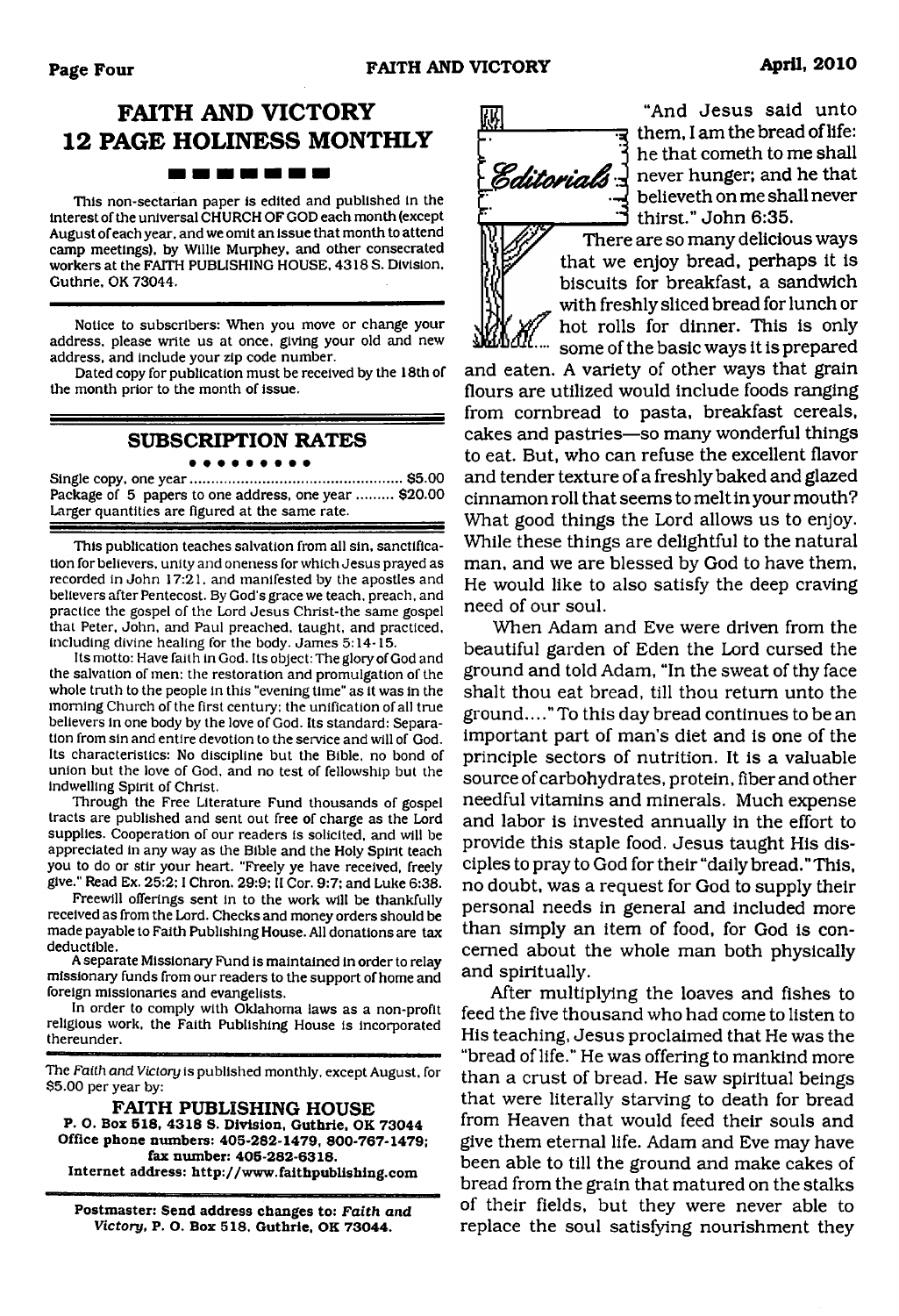# FAITH AND VICTORY 12 PAGE HOLINESS MONTHLY

This non-sectarian paper is edited and published in the interest of the universal CHURCH OF GOD each month (except August of each year, and we omit an issue that month to attend camp meetings), by Willie Murphey, and other consecrated workers at the FAITH PUBLISHING HOUSE, 4318 S. Division, Guthrie, OK 73044.

Notice to subscribers: When you move or change your address, please write us at once, giving your old and new address, and include your zip code number.

Dated copy for publication must be received by the 18th of the month prior to the month of issue.

## SUBSCRIPTION RATES

Single copy, one year ..................................................... $5.00
Package of 5 papers to one address, one year ......... $20.00
Larger quantities are figured at the same rate.

This publication teaches salvation from all sin, sanctification for believers, unity and oneness for which Jesus prayed as recorded in John 17:21, and manifested by the apostles and believers after Pentecost. By God's grace we teach, preach, and practice the gospel of the Lord Jesus Christ-the same gospel that Peter, John, and Paul preached, taught, and practiced, including divine healing for the body. James 5:14-15.

Its motto: Have faith in God. Its object: The glory of God and the salvation of men: the restoration and promulgation of the whole truth to the people in this "evening time" as it was in the morning Church of the first century; the unification of all true believers in one body by the love of God. Its standard: Separation from sin and entire devotion to the service and will of God. Its characteristics: No discipline but the Bible, no bond of union but the love of God, and no test of fellowship but the indwelling Spirit of Christ.

Through the Free Literature Fund thousands of gospel tracts are published and sent out free of charge as the Lord supplies. Cooperation of our readers is solicited, and will be appreciated in any way as the Bible and the Holy Spirit teach you to do or stir your heart. "Freely ye have received, freely give." Read Ex. 25:2; I Chron. 29:9; II Cor. 9:7; and Luke 6:38.

Freewill offerings sent in to the work will be thankfully received as from the Lord. Checks and money orders should be made payable to Faith Publishing House. All donations are tax deductible.

A separate Missionary Fund is maintained in order to relay missionary funds from our readers to the support of home and foreign missionaries and evangelists.

In order to comply with Oklahoma laws as a non-profit religious work, the Faith Publishing House is incorporated thereunder.

The *Faith and Victory* is published monthly, except August, for $5.00 per year by:

**FAITH PUBLISHING HOUSE**
**P. O. Box 518, 4318 S. Division, Guthrie, OK 73044**
**Office phone numbers: 405-282-1479, 800-767-1479; fax number: 405-282-6318.**
**Internet address: http://www.faithpublishing.com**

**Postmaster: Send address changes to: *Faith and Victory*, P. O. Box 518, Guthrie, OK 73044.**

## Editorials

"And Jesus said unto them, I am the bread of life: he that cometh to me shall never hunger; and he that believeth on me shall never thirst." John 6:35.

There are so many delicious ways that we enjoy bread, perhaps it is biscuits for breakfast, a sandwich with freshly sliced bread for lunch or hot rolls for dinner. This is only some of the basic ways it is prepared and eaten. A variety of other ways that grain flours are utilized would include foods ranging from cornbread to pasta, breakfast cereals, cakes and pastries—so many wonderful things to eat. But, who can refuse the excellent flavor and tender texture of a freshly baked and glazed cinnamon roll that seems to melt in your mouth? What good things the Lord allows us to enjoy. While these things are delightful to the natural man, and we are blessed by God to have them, He would like to also satisfy the deep craving need of our soul.

When Adam and Eve were driven from the beautiful garden of Eden the Lord cursed the ground and told Adam, "In the sweat of thy face shalt thou eat bread, till thou return unto the ground...." To this day bread continues to be an important part of man's diet and is one of the principle sectors of nutrition. It is a valuable source of carbohydrates, protein, fiber and other needful vitamins and minerals. Much expense and labor is invested annually in the effort to provide this staple food. Jesus taught His disciples to pray to God for their "daily bread." This, no doubt, was a request for God to supply their personal needs in general and included more than simply an item of food, for God is concerned about the whole man both physically and spiritually.

After multiplying the loaves and fishes to feed the five thousand who had come to listen to His teaching, Jesus proclaimed that He was the "bread of life." He was offering to mankind more than a crust of bread. He saw spiritual beings that were literally starving to death for bread from Heaven that would feed their souls and give them eternal life. Adam and Eve may have been able to till the ground and make cakes of bread from the grain that matured on the stalks of their fields, but they were never able to replace the soul satisfying nourishment they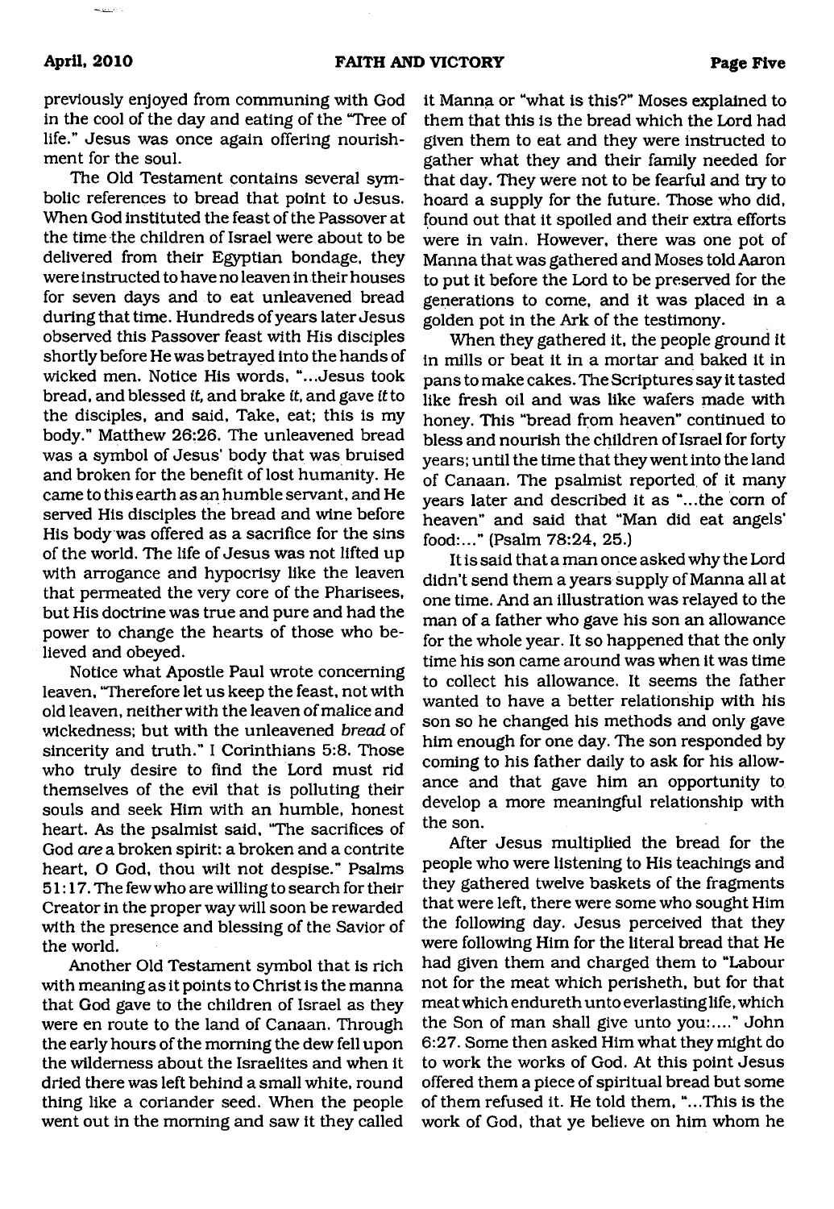previously enjoyed from communing with God in the cool of the day and eating of the "Tree of life." Jesus was once again offering nourishment for the soul.

The Old Testament contains several symbolic references to bread that point to Jesus. When God instituted the feast of the Passover at the time the children of Israel were about to be delivered from their Egyptian bondage, they were instructed to have no leaven in their houses for seven days and to eat unleavened bread during that time. Hundreds of years later Jesus observed this Passover feast with His disciples shortly before He was betrayed into the hands of wicked men. Notice His words, "...Jesus took bread, and blessed *it*, and brake *it*, and gave *it* to the disciples, and said, Take, eat; this is my body." Matthew 26:26. The unleavened bread was a symbol of Jesus' body that was bruised and broken for the benefit of lost humanity. He came to this earth as an humble servant, and He served His disciples the bread and wine before His body was offered as a sacrifice for the sins of the world. The life of Jesus was not lifted up with arrogance and hypocrisy like the leaven that permeated the very core of the Pharisees, but His doctrine was true and pure and had the power to change the hearts of those who believed and obeyed.

Notice what Apostle Paul wrote concerning leaven, "Therefore let us keep the feast, not with old leaven, neither with the leaven of malice and wickedness; but with the unleavened *bread* of sincerity and truth." I Corinthians 5:8. Those who truly desire to find the Lord must rid themselves of the evil that is polluting their souls and seek Him with an humble, honest heart. As the psalmist said, "The sacrifices of God *are* a broken spirit: a broken and a contrite heart, O God, thou wilt not despise." Psalms 51:17. The few who are willing to search for their Creator in the proper way will soon be rewarded with the presence and blessing of the Savior of the world.

Another Old Testament symbol that is rich with meaning as it points to Christ is the manna that God gave to the children of Israel as they were en route to the land of Canaan. Through the early hours of the morning the dew fell upon the wilderness about the Israelites and when it dried there was left behind a small white, round thing like a coriander seed. When the people went out in the morning and saw it they called it Manna or "what is this?" Moses explained to them that this is the bread which the Lord had given them to eat and they were instructed to gather what they and their family needed for that day. They were not to be fearful and try to hoard a supply for the future. Those who did, found out that it spoiled and their extra efforts were in vain. However, there was one pot of Manna that was gathered and Moses told Aaron to put it before the Lord to be preserved for the generations to come, and it was placed in a golden pot in the Ark of the testimony.

When they gathered it, the people ground it in mills or beat it in a mortar and baked it in pans to make cakes. The Scriptures say it tasted like fresh oil and was like wafers made with honey. This "bread from heaven" continued to bless and nourish the children of Israel for forty years; until the time that they went into the land of Canaan. The psalmist reported of it many years later and described it as "...the corn of heaven" and said that "Man did eat angels' food:..." (Psalm 78:24, 25.)

It is said that a man once asked why the Lord didn't send them a years supply of Manna all at one time. And an illustration was relayed to the man of a father who gave his son an allowance for the whole year. It so happened that the only time his son came around was when it was time to collect his allowance. It seems the father wanted to have a better relationship with his son so he changed his methods and only gave him enough for one day. The son responded by coming to his father daily to ask for his allowance and that gave him an opportunity to develop a more meaningful relationship with the son.

After Jesus multiplied the bread for the people who were listening to His teachings and they gathered twelve baskets of the fragments that were left, there were some who sought Him the following day. Jesus perceived that they were following Him for the literal bread that He had given them and charged them to "Labour not for the meat which perisheth, but for that meat which endureth unto everlasting life, which the Son of man shall give unto you:...." John 6:27. Some then asked Him what they might do to work the works of God. At this point Jesus offered them a piece of spiritual bread but some of them refused it. He told them, "...This is the work of God, that ye believe on him whom he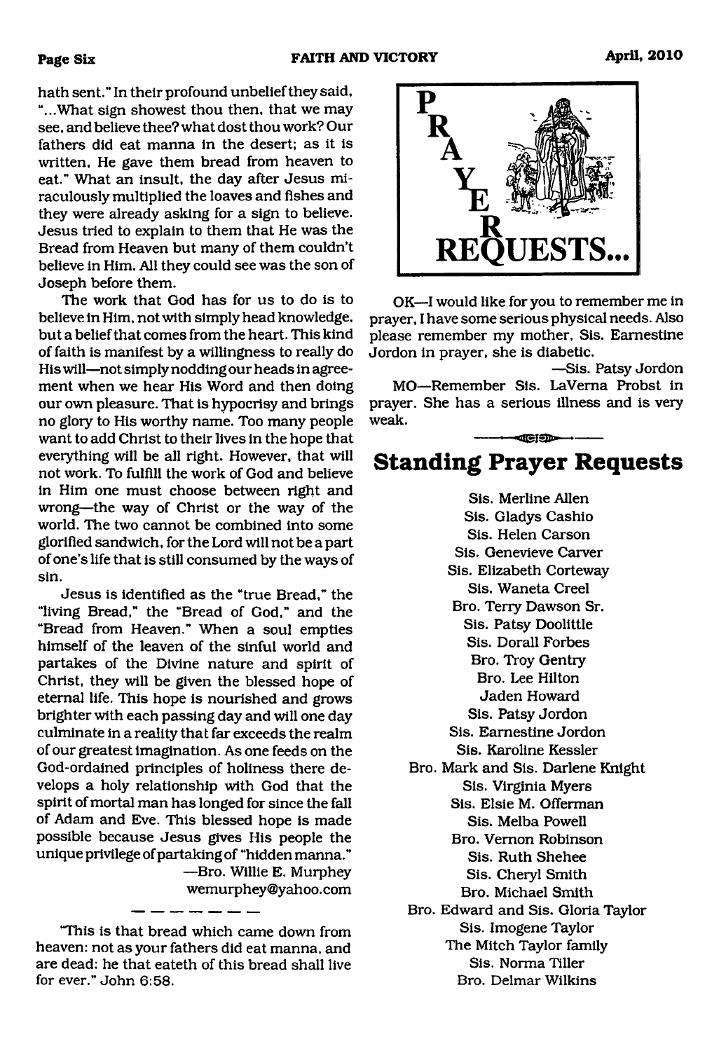hath sent." In their profound unbelief they said, "...What sign showest thou then, that we may see, and believe thee? what dost thou work? Our fathers did eat manna in the desert; as it is written, He gave them bread from heaven to eat." What an insult, the day after Jesus miraculously multiplied the loaves and fishes and they were already asking for a sign to believe. Jesus tried to explain to them that He was the Bread from Heaven but many of them couldn't believe in Him. All they could see was the son of Joseph before them.

The work that God has for us to do is to believe in Him, not with simply head knowledge, but a belief that comes from the heart. This kind of faith is manifest by a willingness to really do His will—not simply nodding our heads in agreement when we hear His Word and then doing our own pleasure. That is hypocrisy and brings no glory to His worthy name. Too many people want to add Christ to their lives in the hope that everything will be all right. However, that will not work. To fulfill the work of God and believe in Him one must choose between right and wrong—the way of Christ or the way of the world. The two cannot be combined into some glorified sandwich, for the Lord will not be a part of one's life that is still consumed by the ways of sin.

Jesus is identified as the "true Bread," the "living Bread," the "Bread of God," and the "Bread from Heaven." When a soul empties himself of the leaven of the sinful world and partakes of the Divine nature and spirit of Christ, they will be given the blessed hope of eternal life. This hope is nourished and grows brighter with each passing day and will one day culminate in a reality that far exceeds the realm of our greatest imagination. As one feeds on the God-ordained principles of holiness there develops a holy relationship with God that the spirit of mortal man has longed for since the fall of Adam and Eve. This blessed hope is made possible because Jesus gives His people the unique privilege of partaking of "hidden manna."

—Bro. Willie E. Murphey
wemurphey@yahoo.com

---

"This is that bread which came down from heaven: not as your fathers did eat manna, and are dead: he that eateth of this bread shall live for ever." John 6:58.

# PRAYER REQUESTS...

OK—I would like for you to remember me in prayer, I have some serious physical needs. Also please remember my mother, Sis. Earnestine Jordon in prayer, she is diabetic.

—Sis. Patsy Jordon

MO—Remember Sis. LaVerna Probst in prayer. She has a serious illness and is very weak.

## Standing Prayer Requests

Sis. Merline Allen
Sis. Gladys Cashio
Sis. Helen Carson
Sis. Genevieve Carver
Sis. Elizabeth Corteway
Sis. Waneta Creel
Bro. Terry Dawson Sr.
Sis. Patsy Doolittle
Sis. Dorall Forbes
Bro. Troy Gentry
Bro. Lee Hilton
Jaden Howard
Sis. Patsy Jordon
Sis. Earnestine Jordon
Sis. Karoline Kessler
Bro. Mark and Sis. Darlene Knight
Sis. Virginia Myers
Sis. Elsie M. Offerman
Sis. Melba Powell
Bro. Vernon Robinson
Sis. Ruth Shehee
Sis. Cheryl Smith
Bro. Michael Smith
Bro. Edward and Sis. Gloria Taylor
Sis. Imogene Taylor
The Mitch Taylor family
Sis. Norma Tiller
Bro. Delmar Wilkins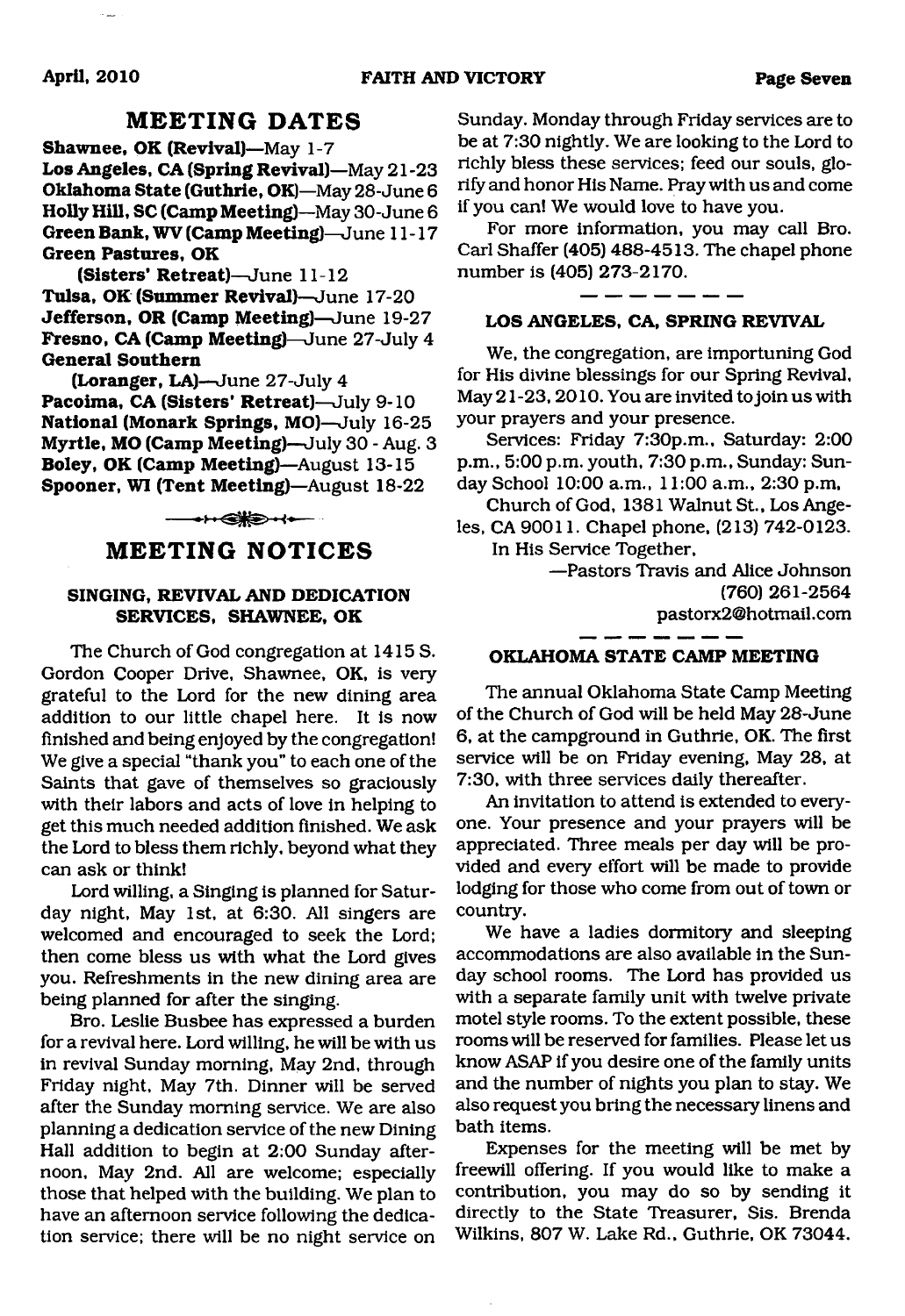## MEETING DATES

**Shawnee, OK (Revival)**—May 1-7
**Los Angeles, CA (Spring Revival)**—May 21-23
**Oklahoma State (Guthrie, OK)**—May 28-June 6
**Holly Hill, SC (Camp Meeting)**—May 30-June 6
**Green Bank, WV (Camp Meeting)**—June 11-17
**Green Pastures, OK (Sisters' Retreat)**—June 11-12
**Tulsa, OK (Summer Revival)**—June 17-20
**Jefferson, OR (Camp Meeting)**—June 19-27
**Fresno, CA (Camp Meeting)**—June 27-July 4
**General Southern (Loranger, LA)**—June 27-July 4
**Pacoima, CA (Sisters' Retreat)**—July 9-10
**National (Monark Springs, MO)**—July 16-25
**Myrtle, MO (Camp Meeting)**—July 30 - Aug. 3
**Boley, OK (Camp Meeting)**—August 13-15
**Spooner, WI (Tent Meeting)**—August 18-22

## MEETING NOTICES

### SINGING, REVIVAL AND DEDICATION SERVICES, SHAWNEE, OK

The Church of God congregation at 1415 S. Gordon Cooper Drive, Shawnee, OK, is very grateful to the Lord for the new dining area addition to our little chapel here. It is now finished and being enjoyed by the congregation! We give a special "thank you" to each one of the Saints that gave of themselves so graciously with their labors and acts of love in helping to get this much needed addition finished. We ask the Lord to bless them richly, beyond what they can ask or think!

Lord willing, a Singing is planned for Saturday night, May 1st, at 6:30. All singers are welcomed and encouraged to seek the Lord; then come bless us with what the Lord gives you. Refreshments in the new dining area are being planned for after the singing.

Bro. Leslie Busbee has expressed a burden for a revival here. Lord willing, he will be with us in revival Sunday morning, May 2nd, through Friday night, May 7th. Dinner will be served after the Sunday morning service. We are also planning a dedication service of the new Dining Hall addition to begin at 2:00 Sunday afternoon, May 2nd. All are welcome; especially those that helped with the building. We plan to have an afternoon service following the dedication service; there will be no night service on Sunday. Monday through Friday services are to be at 7:30 nightly. We are looking to the Lord to richly bless these services; feed our souls, glorify and honor His Name. Pray with us and come if you can! We would love to have you.

For more information, you may call Bro. Carl Shaffer (405) 488-4513. The chapel phone number is (405) 273-2170.

### LOS ANGELES, CA, SPRING REVIVAL

We, the congregation, are importuning God for His divine blessings for our Spring Revival, May 21-23, 2010. You are invited to join us with your prayers and your presence.

Services: Friday 7:30p.m., Saturday: 2:00 p.m., 5:00 p.m. youth, 7:30 p.m., Sunday: Sunday School 10:00 a.m., 11:00 a.m., 2:30 p.m.

Church of God, 1381 Walnut St., Los Angeles, CA 90011. Chapel phone, (213) 742-0123.

In His Service Together,

—Pastors Travis and Alice Johnson
(760) 261-2564
pastorx2@hotmail.com

### OKLAHOMA STATE CAMP MEETING

The annual Oklahoma State Camp Meeting of the Church of God will be held May 28-June 6, at the campground in Guthrie, OK. The first service will be on Friday evening, May 28, at 7:30, with three services daily thereafter.

An invitation to attend is extended to everyone. Your presence and your prayers will be appreciated. Three meals per day will be provided and every effort will be made to provide lodging for those who come from out of town or country.

We have a ladies dormitory and sleeping accommodations are also available in the Sunday school rooms. The Lord has provided us with a separate family unit with twelve private motel style rooms. To the extent possible, these rooms will be reserved for families. Please let us know ASAP if you desire one of the family units and the number of nights you plan to stay. We also request you bring the necessary linens and bath items.

Expenses for the meeting will be met by freewill offering. If you would like to make a contribution, you may do so by sending it directly to the State Treasurer, Sis. Brenda Wilkins, 807 W. Lake Rd., Guthrie, OK 73044.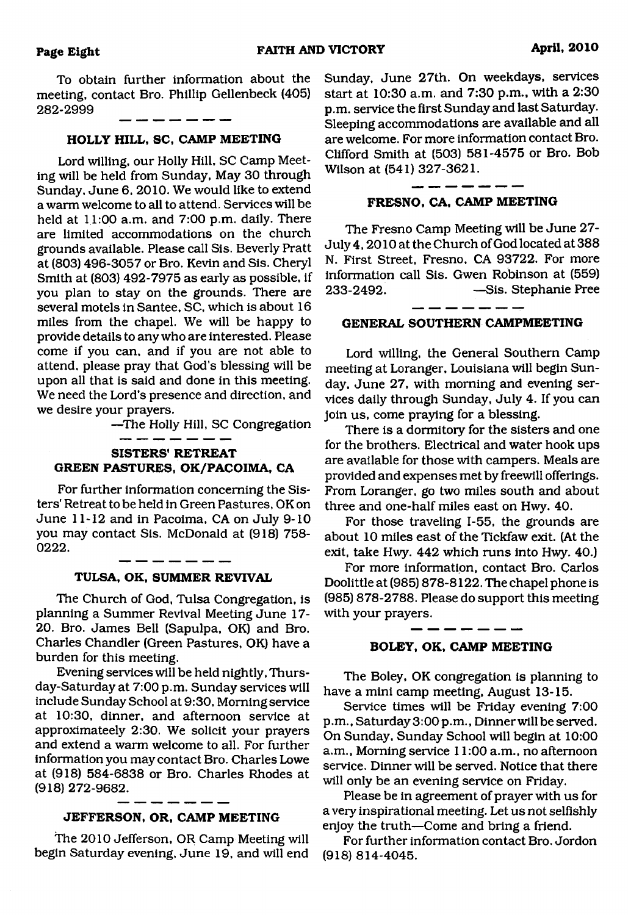To obtain further information about the meeting, contact Bro. Phillip Gellenbeck (405) 282-2999

---

### HOLLY HILL, SC, CAMP MEETING

Lord willing, our Holly Hill, SC Camp Meeting will be held from Sunday, May 30 through Sunday, June 6, 2010. We would like to extend a warm welcome to all to attend. Services will be held at 11:00 a.m. and 7:00 p.m. daily. There are limited accommodations on the church grounds available. Please call Sis. Beverly Pratt at (803) 496-3057 or Bro. Kevin and Sis. Cheryl Smith at (803) 492-7975 as early as possible, if you plan to stay on the grounds. There are several motels in Santee, SC, which is about 16 miles from the chapel. We will be happy to provide details to any who are interested. Please come if you can, and if you are not able to attend, please pray that God's blessing will be upon all that is said and done in this meeting. We need the Lord's presence and direction, and we desire your prayers.

—The Holly Hill, SC Congregation

---

### SISTERS' RETREAT GREEN PASTURES, OK/PACOIMA, CA

For further information concerning the Sisters' Retreat to be held in Green Pastures, OK on June 11-12 and in Pacoima, CA on July 9-10 you may contact Sis. McDonald at (918) 758-0222.

---

### TULSA, OK, SUMMER REVIVAL

The Church of God, Tulsa Congregation, is planning a Summer Revival Meeting June 17-20. Bro. James Bell (Sapulpa, OK) and Bro. Charles Chandler (Green Pastures, OK) have a burden for this meeting.

Evening services will be held nightly, Thursday-Saturday at 7:00 p.m. Sunday services will include Sunday School at 9:30, Morning service at 10:30, dinner, and afternoon service at approximateely 2:30. We solicit your prayers and extend a warm welcome to all. For further information you may contact Bro. Charles Lowe at (918) 584-6838 or Bro. Charles Rhodes at (918) 272-9682.

---

### JEFFERSON, OR, CAMP MEETING

The 2010 Jefferson, OR Camp Meeting will begin Saturday evening, June 19, and will end Sunday, June 27th. On weekdays, services start at 10:30 a.m. and 7:30 p.m., with a 2:30 p.m. service the first Sunday and last Saturday. Sleeping accommodations are available and all are welcome. For more information contact Bro. Clifford Smith at (503) 581-4575 or Bro. Bob Wilson at (541) 327-3621.

---

### FRESNO, CA, CAMP MEETING

The Fresno Camp Meeting will be June 27-July 4, 2010 at the Church of God located at 388 N. First Street, Fresno, CA 93722. For more information call Sis. Gwen Robinson at (559) 233-2492.

—Sis. Stephanie Pree

---

### GENERAL SOUTHERN CAMPMEETING

Lord willing, the General Southern Camp meeting at Loranger, Louisiana will begin Sunday, June 27, with morning and evening services daily through Sunday, July 4. If you can join us, come praying for a blessing.

There is a dormitory for the sisters and one for the brothers. Electrical and water hook ups are available for those with campers. Meals are provided and expenses met by freewill offerings. From Loranger, go two miles south and about three and one-half miles east on Hwy. 40.

For those traveling I-55, the grounds are about 10 miles east of the Tickfaw exit. (At the exit, take Hwy. 442 which runs into Hwy. 40.)

For more information, contact Bro. Carlos Doolittle at (985) 878-8122. The chapel phone is (985) 878-2788. Please do support this meeting with your prayers.

---

### BOLEY, OK, CAMP MEETING

The Boley, OK congregation is planning to have a mini camp meeting, August 13-15.

Service times will be Friday evening 7:00 p.m., Saturday 3:00 p.m., Dinner will be served. On Sunday, Sunday School will begin at 10:00 a.m., Morning service 11:00 a.m., no afternoon service. Dinner will be served. Notice that there will only be an evening service on Friday.

Please be in agreement of prayer with us for a very inspirational meeting. Let us not selfishly enjoy the truth—Come and bring a friend.

For further information contact Bro. Jordon (918) 814-4045.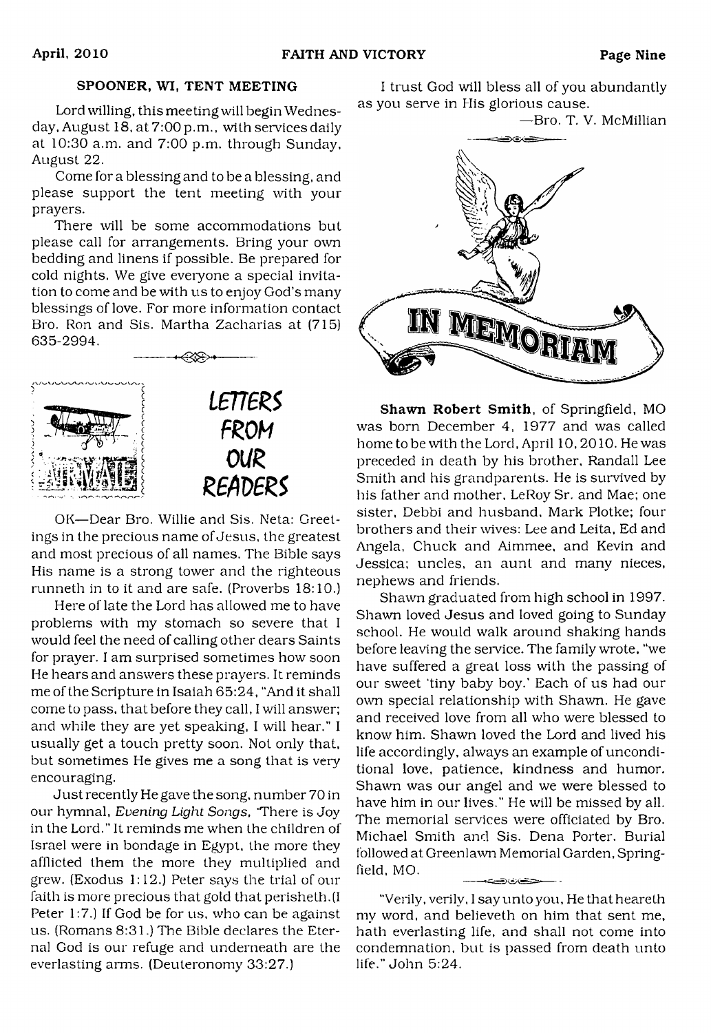## SPOONER, WI, TENT MEETING

Lord willing, this meeting will begin Wednesday, August 18, at 7:00 p.m., with services daily at 10:30 a.m. and 7:00 p.m. through Sunday, August 22.

Come for a blessing and to be a blessing, and please support the tent meeting with your prayers.

There will be some accommodations but please call for arrangements. Bring your own bedding and linens if possible. Be prepared for cold nights. We give everyone a special invitation to come and be with us to enjoy God's many blessings of love. For more information contact Bro. Ron and Sis. Martha Zacharias at (715) 635-2994.

## LETTERS FROM OUR READERS

OK—Dear Bro. Willie and Sis. Neta: Greetings in the precious name of Jesus, the greatest and most precious of all names. The Bible says His name is a strong tower and the righteous runneth in to it and are safe. (Proverbs 18:10.)

Here of late the Lord has allowed me to have problems with my stomach so severe that I would feel the need of calling other dears Saints for prayer. I am surprised sometimes how soon He hears and answers these prayers. It reminds me of the Scripture in Isaiah 65:24, "And it shall come to pass, that before they call, I will answer; and while they are yet speaking, I will hear." I usually get a touch pretty soon. Not only that, but sometimes He gives me a song that is very encouraging.

Just recently He gave the song, number 70 in our hymnal, *Evening Light Songs*, "There is Joy in the Lord." It reminds me when the children of Israel were in bondage in Egypt, the more they afflicted them the more they multiplied and grew. (Exodus 1:12.) Peter says the trial of our faith is more precious that gold that perisheth. (I Peter 1:7.) If God be for us, who can be against us. (Romans 8:31.) The Bible declares the Eternal God is our refuge and underneath are the everlasting arms. (Deuteronomy 33:27.)

I trust God will bless all of you abundantly as you serve in His glorious cause.

—Bro. T. V. McMillian

## IN MEMORIAM

**Shawn Robert Smith**, of Springfield, MO was born December 4, 1977 and was called home to be with the Lord, April 10, 2010. He was preceded in death by his brother, Randall Lee Smith and his grandparents. He is survived by his father and mother, LeRoy Sr. and Mae; one sister, Debbi and husband, Mark Plotke; four brothers and their wives: Lee and Leita, Ed and Angela, Chuck and Aimmee, and Kevin and Jessica; uncles, an aunt and many nieces, nephews and friends.

Shawn graduated from high school in 1997. Shawn loved Jesus and loved going to Sunday school. He would walk around shaking hands before leaving the service. The family wrote, "we have suffered a great loss with the passing of our sweet 'tiny baby boy.' Each of us had our own special relationship with Shawn. He gave and received love from all who were blessed to know him. Shawn loved the Lord and lived his life accordingly, always an example of unconditional love, patience, kindness and humor. Shawn was our angel and we were blessed to have him in our lives." He will be missed by all. The memorial services were officiated by Bro. Michael Smith and Sis. Dena Porter. Burial followed at Greenlawn Memorial Garden, Springfield, MO.

"Verily, verily, I say unto you, He that heareth my word, and believeth on him that sent me, hath everlasting life, and shall not come into condemnation, but is passed from death unto life." John 5:24.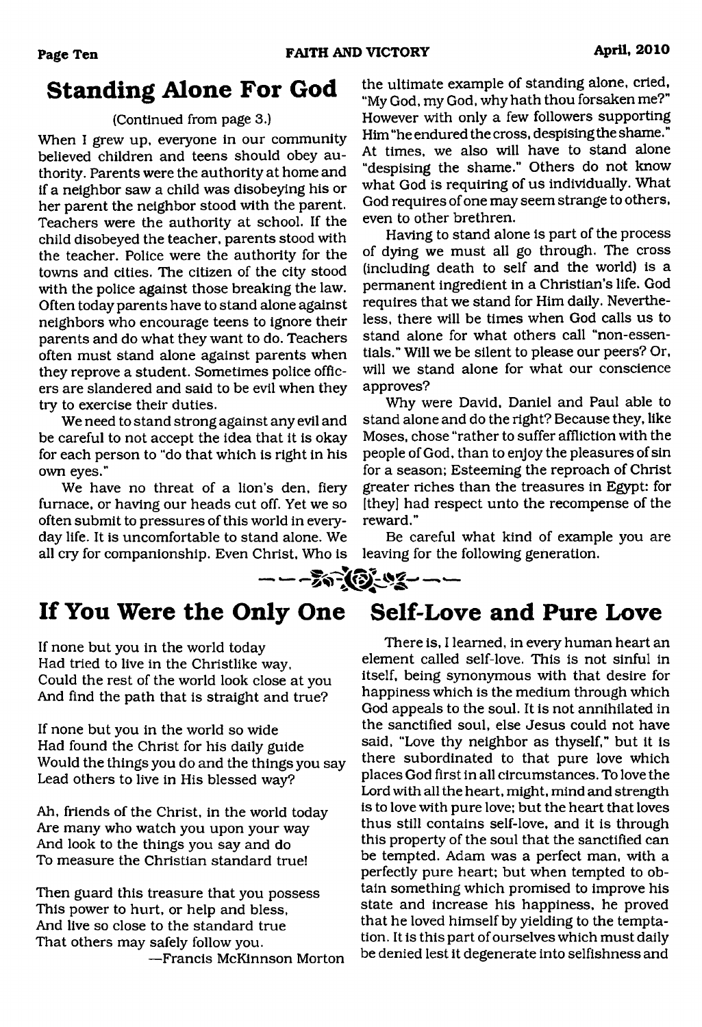## Standing Alone For God

(Continued from page 3.)

When I grew up, everyone in our community believed children and teens should obey authority. Parents were the authority at home and if a neighbor saw a child was disobeying his or her parent the neighbor stood with the parent. Teachers were the authority at school. If the child disobeyed the teacher, parents stood with the teacher. Police were the authority for the towns and cities. The citizen of the city stood with the police against those breaking the law. Often today parents have to stand alone against neighbors who encourage teens to ignore their parents and do what they want to do. Teachers often must stand alone against parents when they reprove a student. Sometimes police officers are slandered and said to be evil when they try to exercise their duties.

We need to stand strong against any evil and be careful to not accept the idea that it is okay for each person to "do that which is right in his own eyes."

We have no threat of a lion's den, fiery furnace, or having our heads cut off. Yet we so often submit to pressures of this world in everyday life. It is uncomfortable to stand alone. We all cry for companionship. Even Christ, Who is the ultimate example of standing alone, cried, "My God, my God, why hath thou forsaken me?" However with only a few followers supporting Him "he endured the cross, despising the shame." At times, we also will have to stand alone "despising the shame." Others do not know what God is requiring of us individually. What God requires of one may seem strange to others, even to other brethren.

Having to stand alone is part of the process of dying we must all go through. The cross (including death to self and the world) is a permanent ingredient in a Christian's life. God requires that we stand for Him daily. Nevertheless, there will be times when God calls us to stand alone for what others call "non-essentials." Will we be silent to please our peers? Or, will we stand alone for what our conscience approves?

Why were David, Daniel and Paul able to stand alone and do the right? Because they, like Moses, chose "rather to suffer affliction with the people of God, than to enjoy the pleasures of sin for a season; Esteeming the reproach of Christ greater riches than the treasures in Egypt: for [they] had respect unto the recompense of the reward."

Be careful what kind of example you are leaving for the following generation.

---

## If You Were the Only One

If none but you in the world today
Had tried to live in the Christlike way,
Could the rest of the world look close at you
And find the path that is straight and true?

If none but you in the world so wide
Had found the Christ for his daily guide
Would the things you do and the things you say
Lead others to live in His blessed way?

Ah, friends of the Christ, in the world today
Are many who watch you upon your way
And look to the things you say and do
To measure the Christian standard true!

Then guard this treasure that you possess
This power to hurt, or help and bless,
And live so close to the standard true
That others may safely follow you.

—Francis McKinnson Morton

## Self-Love and Pure Love

There is, I learned, in every human heart an element called self-love. This is not sinful in itself, being synonymous with that desire for happiness which is the medium through which God appeals to the soul. It is not annihilated in the sanctified soul, else Jesus could not have said, "Love thy neighbor as thyself," but it is there subordinated to that pure love which places God first in all circumstances. To love the Lord with all the heart, might, mind and strength is to love with pure love; but the heart that loves thus still contains self-love, and it is through this property of the soul that the sanctified can be tempted. Adam was a perfect man, with a perfectly pure heart; but when tempted to obtain something which promised to improve his state and increase his happiness, he proved that he loved himself by yielding to the temptation. It is this part of ourselves which must daily be denied lest it degenerate into selfishness and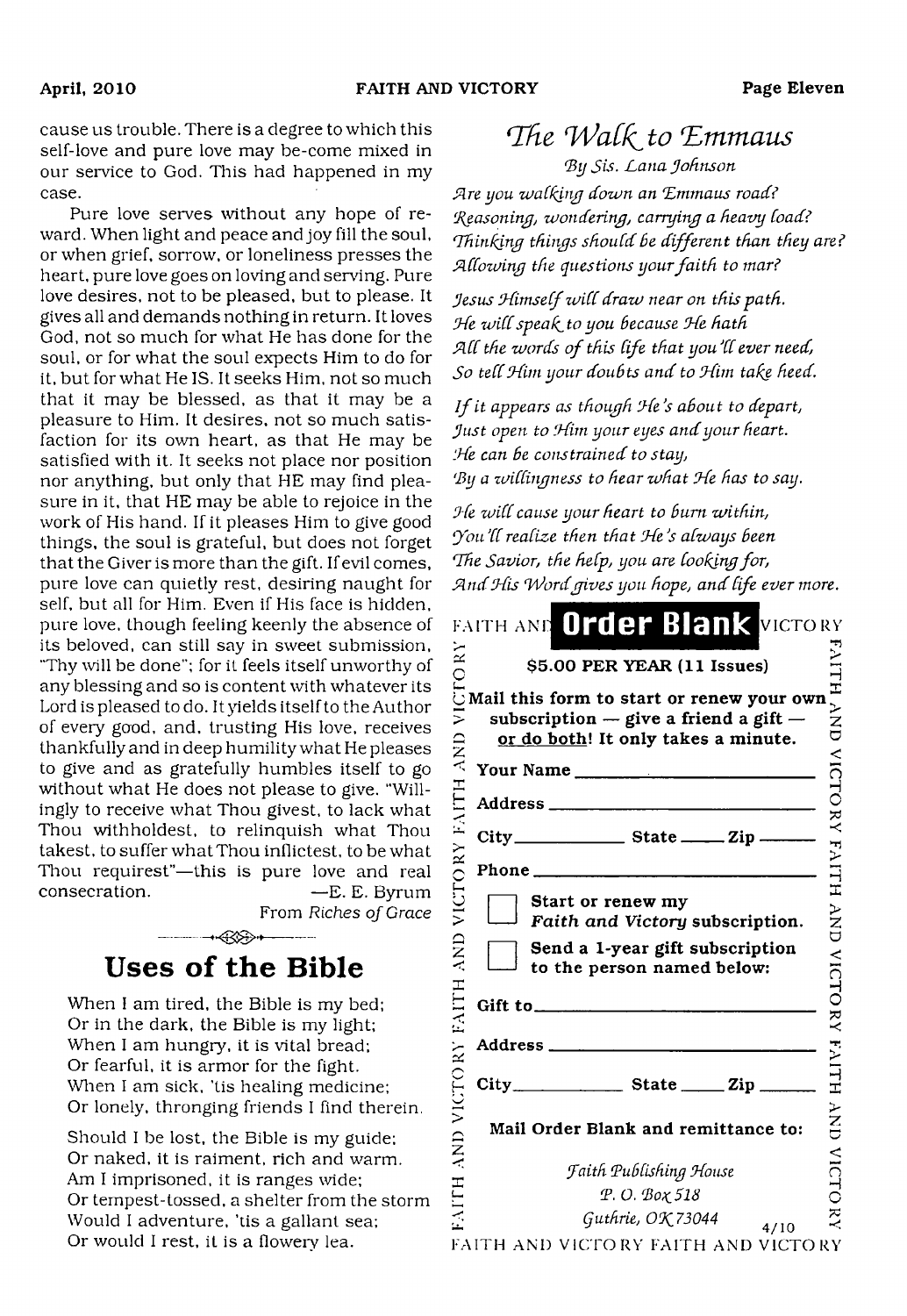cause us trouble. There is a degree to which this self-love and pure love may be-come mixed in our service to God. This had happened in my case.

Pure love serves without any hope of reward. When light and peace and joy fill the soul, or when grief, sorrow, or loneliness presses the heart, pure love goes on loving and serving. Pure love desires, not to be pleased, but to please. It gives all and demands nothing in return. It loves God, not so much for what He has done for the soul, or for what the soul expects Him to do for it, but for what He IS. It seeks Him, not so much that it may be blessed, as that it may be a pleasure to Him. It desires, not so much satisfaction for its own heart, as that He may be satisfied with it. It seeks not place nor position nor anything, but only that HE may find pleasure in it, that HE may be able to rejoice in the work of His hand. If it pleases Him to give good things, the soul is grateful, but does not forget that the Giver is more than the gift. If evil comes, pure love can quietly rest, desiring naught for self, but all for Him. Even if His face is hidden, pure love, though feeling keenly the absence of its beloved, can still say in sweet submission, "Thy will be done"; for it feels itself unworthy of any blessing and so is content with whatever its Lord is pleased to do. It yields itself to the Author of every good, and, trusting His love, receives thankfully and in deep humility what He pleases to give and as gratefully humbles itself to go without what He does not please to give. "Willingly to receive what Thou givest, to lack what Thou withholdest, to relinquish what Thou takest, to suffer what Thou inflictest, to be what Thou requirest"—this is pure love and real consecration. —E. E. Byrum

From *Riches of Grace*

## Uses of the Bible

When I am tired, the Bible is my bed;
Or in the dark, the Bible is my light;
When I am hungry, it is vital bread;
Or fearful, it is armor for the fight.
When I am sick, 'tis healing medicine;
Or lonely, thronging friends I find therein.

Should I be lost, the Bible is my guide;
Or naked, it is raiment, rich and warm.
Am I imprisoned, it is ranges wide;
Or tempest-tossed, a shelter from the storm
Would I adventure, 'tis a gallant sea;
Or would I rest, it is a flowery lea.

## *The Walk to Emmaus*

*By Sis. Lana Johnson*

*Are you walking down an Emmaus road?*
*Reasoning, wondering, carrying a heavy load?*
*Thinking things should be different than they are?*
*Allowing the questions your faith to mar?*

*Jesus Himself will draw near on this path.*
*He will speak to you because He hath*
*All the words of this life that you'll ever need,*
*So tell Him your doubts and to Him take heed.*

*If it appears as though He's about to depart,*
*Just open to Him your eyes and your heart.*
*He can be constrained to stay,*
*By a willingness to hear what He has to say.*

*He will cause your heart to burn within,*
*You'll realize then that He's always been*
*The Savior, the help, you are looking for,*
*And His Word gives you hope, and life ever more.*

## Order Blank

**$5.00 PER YEAR (11 Issues)**

**Mail this form to start or renew your own subscription — give a friend a gift — or do both! It only takes a minute.**

**Your Name** ____________________

**Address** ____________________

**City** __________ **State** ____ **Zip** ______

**Phone** ____________________

☐ **Start or renew my *Faith and Victory* subscription.**

☐ **Send a 1-year gift subscription to the person named below:**

**Gift to** ____________________

**Address** ____________________

**City** __________ **State** ____ **Zip** ______

**Mail Order Blank and remittance to:**

*Faith Publishing House*
*P. O. Box 518*
*Guthrie, OK 73044*

4/10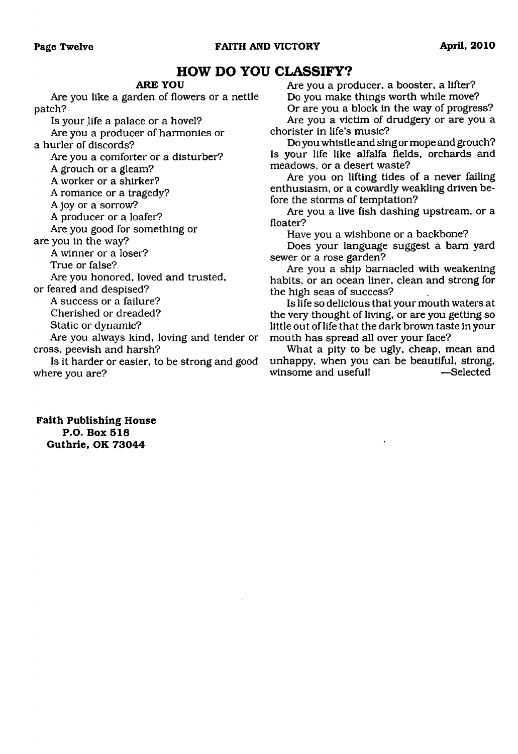# HOW DO YOU CLASSIFY?

**ARE YOU**

Are you like a garden of flowers or a nettle patch?

Is your life a palace or a hovel?

Are you a producer of harmonies or a hurler of discords?

Are you a comforter or a disturber?

A grouch or a gleam?

A worker or a shirker?

A romance or a tragedy?

A joy or a sorrow?

A producer or a loafer?

Are you good for something or are you in the way?

A winner or a loser?

True or false?

Are you honored, loved and trusted, or feared and despised?

A success or a failure?

Cherished or dreaded?

Static or dynamic?

Are you always kind, loving and tender or cross, peevish and harsh?

Is it harder or easier, to be strong and good where you are?

Are you a producer, a booster, a lifter?

Do you make things worth while move?

Or are you a block in the way of progress?

Are you a victim of drudgery or are you a chorister in life's music?

Do you whistle and sing or mope and grouch? Is your life like alfalfa fields, orchards and meadows, or a desert waste?

Are you on lifting tides of a never failing enthusiasm, or a cowardly weakling driven before the storms of temptation?

Are you a live fish dashing upstream, or a floater?

Have you a wishbone or a backbone?

Does your language suggest a barn yard sewer or a rose garden?

Are you a ship barnacled with weakening habits, or an ocean liner, clean and strong for the high seas of success?

Is life so delicious that your mouth waters at the very thought of living, or are you getting so little out of life that the dark brown taste in your mouth has spread all over your face?

What a pity to be ugly, cheap, mean and unhappy, when you can be beautiful, strong, winsome and useful! —Selected

**Faith Publishing House**
**P.O. Box 518**
**Guthrie, OK 73044**